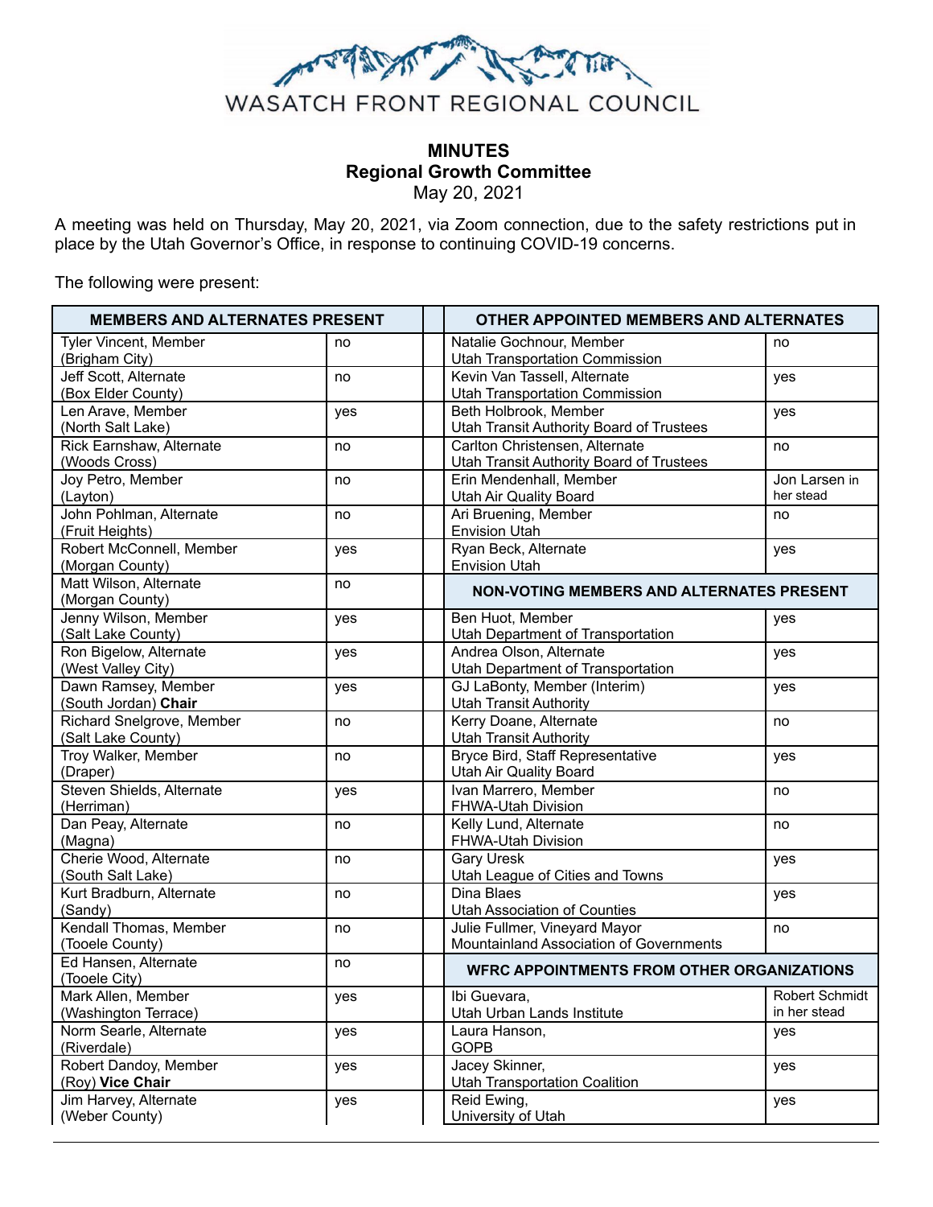WASATCH FRONT REGIONAL COUNCIL

# MINUTES
## Regional Growth Committee
May 20, 2021

A meeting was held on Thursday, May 20, 2021, via Zoom connection, due to the safety restrictions put in place by the Utah Governor's Office, in response to continuing COVID-19 concerns.

The following were present:

| MEMBERS AND ALTERNATES PRESENT | | | OTHER APPOINTED MEMBERS AND ALTERNATES | |
|---|---|---|---|---|
| Tyler Vincent, Member (Brigham City) | no | | Natalie Gochnour, Member Utah Transportation Commission | no |
| Jeff Scott, Alternate (Box Elder County) | no | | Kevin Van Tassell, Alternate Utah Transportation Commission | yes |
| Len Arave, Member (North Salt Lake) | yes | | Beth Holbrook, Member Utah Transit Authority Board of Trustees | yes |
| Rick Earnshaw, Alternate (Woods Cross) | no | | Carlton Christensen, Alternate Utah Transit Authority Board of Trustees | no |
| Joy Petro, Member (Layton) | no | | Erin Mendenhall, Member Utah Air Quality Board | Jon Larsen in her stead |
| John Pohlman, Alternate (Fruit Heights) | no | | Ari Bruening, Member Envision Utah | no |
| Robert McConnell, Member (Morgan County) | yes | | Ryan Beck, Alternate Envision Utah | yes |
| Matt Wilson, Alternate (Morgan County) | no | | **NON-VOTING MEMBERS AND ALTERNATES PRESENT** | |
| Jenny Wilson, Member (Salt Lake County) | yes | | Ben Huot, Member Utah Department of Transportation | yes |
| Ron Bigelow, Alternate (West Valley City) | yes | | Andrea Olson, Alternate Utah Department of Transportation | yes |
| Dawn Ramsey, Member (South Jordan) **Chair** | yes | | GJ LaBonty, Member (Interim) Utah Transit Authority | yes |
| Richard Snelgrove, Member (Salt Lake County) | no | | Kerry Doane, Alternate Utah Transit Authority | no |
| Troy Walker, Member (Draper) | no | | Bryce Bird, Staff Representative Utah Air Quality Board | yes |
| Steven Shields, Alternate (Herriman) | yes | | Ivan Marrero, Member FHWA-Utah Division | no |
| Dan Peay, Alternate (Magna) | no | | Kelly Lund, Alternate FHWA-Utah Division | no |
| Cherie Wood, Alternate (South Salt Lake) | no | | Gary Uresk Utah League of Cities and Towns | yes |
| Kurt Bradburn, Alternate (Sandy) | no | | Dina Blaes Utah Association of Counties | yes |
| Kendall Thomas, Member (Tooele County) | no | | Julie Fullmer, Vineyard Mayor Mountainland Association of Governments | no |
| Ed Hansen, Alternate (Tooele City) | no | | **WFRC APPOINTMENTS FROM OTHER ORGANIZATIONS** | |
| Mark Allen, Member (Washington Terrace) | yes | | Ibi Guevara, Utah Urban Lands Institute | Robert Schmidt in her stead |
| Norm Searle, Alternate (Riverdale) | yes | | Laura Hanson, GOPB | yes |
| Robert Dandoy, Member (Roy) **Vice Chair** | yes | | Jacey Skinner, Utah Transportation Coalition | yes |
| Jim Harvey, Alternate (Weber County) | yes | | Reid Ewing, University of Utah | yes |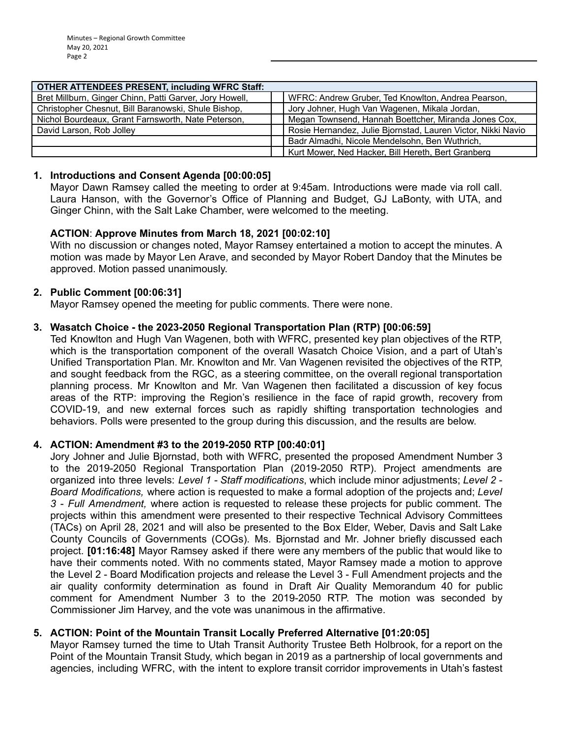| OTHER ATTENDEES PRESENT, including WFRC Staff: | | |
|---|---|---|
| Bret Millburn, Ginger Chinn, Patti Garver, Jory Howell, | | WFRC: Andrew Gruber, Ted Knowlton, Andrea Pearson, |
| Christopher Chesnut, Bill Baranowski, Shule Bishop, | | Jory Johner, Hugh Van Wagenen, Mikala Jordan, |
| Nichol Bourdeaux, Grant Farnsworth, Nate Peterson, | | Megan Townsend, Hannah Boettcher, Miranda Jones Cox, |
| David Larson, Rob Jolley | | Rosie Hernandez, Julie Bjornstad, Lauren Victor, Nikki Navio |
| | | Badr Almadhi, Nicole Mendelsohn, Ben Wuthrich, |
| | | Kurt Mower, Ned Hacker, Bill Hereth, Bert Granberg |

**1. Introductions and Consent Agenda [00:00:05]**

Mayor Dawn Ramsey called the meeting to order at 9:45am. Introductions were made via roll call. Laura Hanson, with the Governor's Office of Planning and Budget, GJ LaBonty, with UTA, and Ginger Chinn, with the Salt Lake Chamber, were welcomed to the meeting.

**ACTION**: **Approve Minutes from March 18, 2021 [00:02:10]**

With no discussion or changes noted, Mayor Ramsey entertained a motion to accept the minutes. A motion was made by Mayor Len Arave, and seconded by Mayor Robert Dandoy that the Minutes be approved. Motion passed unanimously.

**2. Public Comment [00:06:31]**

Mayor Ramsey opened the meeting for public comments. There were none.

**3. Wasatch Choice - the 2023-2050 Regional Transportation Plan (RTP) [00:06:59]**

Ted Knowlton and Hugh Van Wagenen, both with WFRC, presented key plan objectives of the RTP, which is the transportation component of the overall Wasatch Choice Vision, and a part of Utah's Unified Transportation Plan. Mr. Knowlton and Mr. Van Wagenen revisited the objectives of the RTP, and sought feedback from the RGC, as a steering committee, on the overall regional transportation planning process. Mr Knowlton and Mr. Van Wagenen then facilitated a discussion of key focus areas of the RTP: improving the Region's resilience in the face of rapid growth, recovery from COVID-19, and new external forces such as rapidly shifting transportation technologies and behaviors. Polls were presented to the group during this discussion, and the results are below.

**4. ACTION: Amendment #3 to the 2019-2050 RTP [00:40:01]**

Jory Johner and Julie Bjornstad, both with WFRC, presented the proposed Amendment Number 3 to the 2019-2050 Regional Transportation Plan (2019-2050 RTP). Project amendments are organized into three levels: *Level 1 - Staff modifications*, which include minor adjustments; *Level 2 - Board Modifications,* where action is requested to make a formal adoption of the projects and; *Level 3 - Full Amendment,* where action is requested to release these projects for public comment. The projects within this amendment were presented to their respective Technical Advisory Committees (TACs) on April 28, 2021 and will also be presented to the Box Elder, Weber, Davis and Salt Lake County Councils of Governments (COGs). Ms. Bjornstad and Mr. Johner briefly discussed each project. **[01:16:48]** Mayor Ramsey asked if there were any members of the public that would like to have their comments noted. With no comments stated, Mayor Ramsey made a motion to approve the Level 2 - Board Modification projects and release the Level 3 - Full Amendment projects and the air quality conformity determination as found in Draft Air Quality Memorandum 40 for public comment for Amendment Number 3 to the 2019-2050 RTP. The motion was seconded by Commissioner Jim Harvey, and the vote was unanimous in the affirmative.

**5. ACTION: Point of the Mountain Transit Locally Preferred Alternative [01:20:05]**

Mayor Ramsey turned the time to Utah Transit Authority Trustee Beth Holbrook, for a report on the Point of the Mountain Transit Study, which began in 2019 as a partnership of local governments and agencies, including WFRC, with the intent to explore transit corridor improvements in Utah's fastest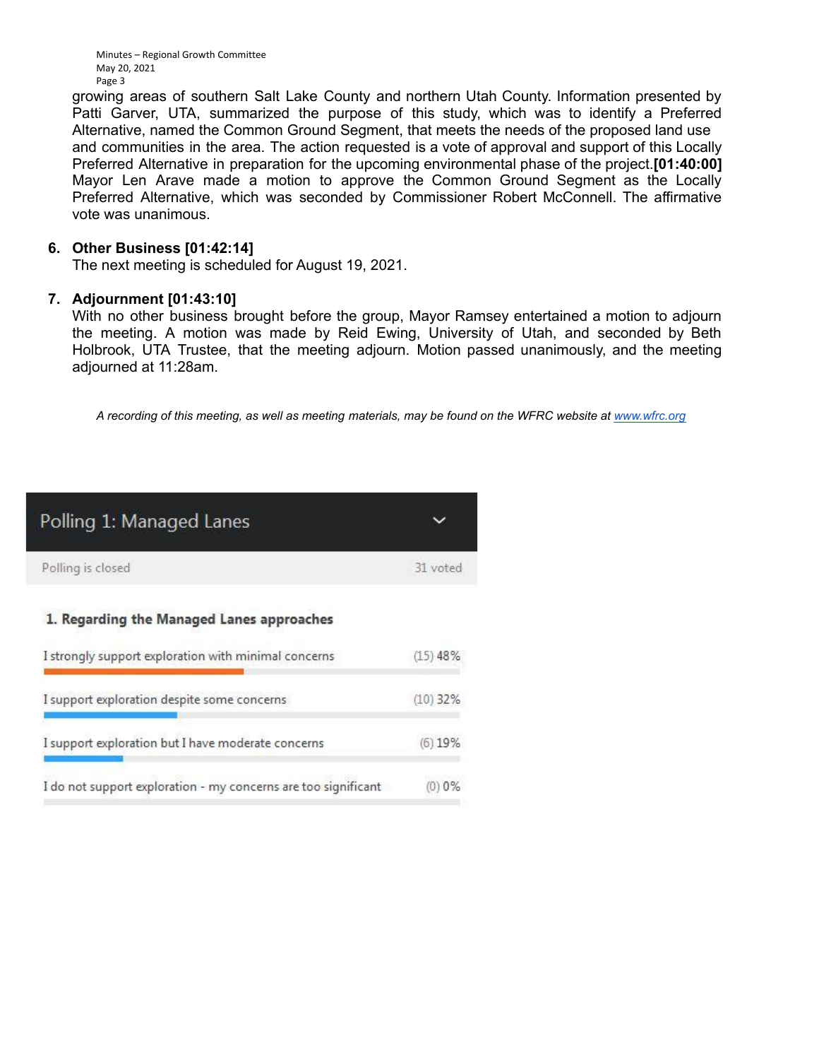growing areas of southern Salt Lake County and northern Utah County. Information presented by Patti Garver, UTA, summarized the purpose of this study, which was to identify a Preferred Alternative, named the Common Ground Segment, that meets the needs of the proposed land use and communities in the area. The action requested is a vote of approval and support of this Locally Preferred Alternative in preparation for the upcoming environmental phase of the project.**[01:40:00]** Mayor Len Arave made a motion to approve the Common Ground Segment as the Locally Preferred Alternative, which was seconded by Commissioner Robert McConnell. The affirmative vote was unanimous.

6. **Other Business [01:42:14]**
   The next meeting is scheduled for August 19, 2021.

7. **Adjournment [01:43:10]**
   With no other business brought before the group, Mayor Ramsey entertained a motion to adjourn the meeting. A motion was made by Reid Ewing, University of Utah, and seconded by Beth Holbrook, UTA Trustee, that the meeting adjourn. Motion passed unanimously, and the meeting adjourned at 11:28am.

*A recording of this meeting, as well as meeting materials, may be found on the WFRC website at [www.wfrc.org](http://www.wfrc.org)*

Polling 1: Managed Lanes

Polling is closed

31 voted

**1. Regarding the Managed Lanes approaches**

I strongly support exploration with minimal concerns (15) 48%

I support exploration despite some concerns (10) 32%

I support exploration but I have moderate concerns (6) 19%

I do not support exploration - my concerns are too significant (0) 0%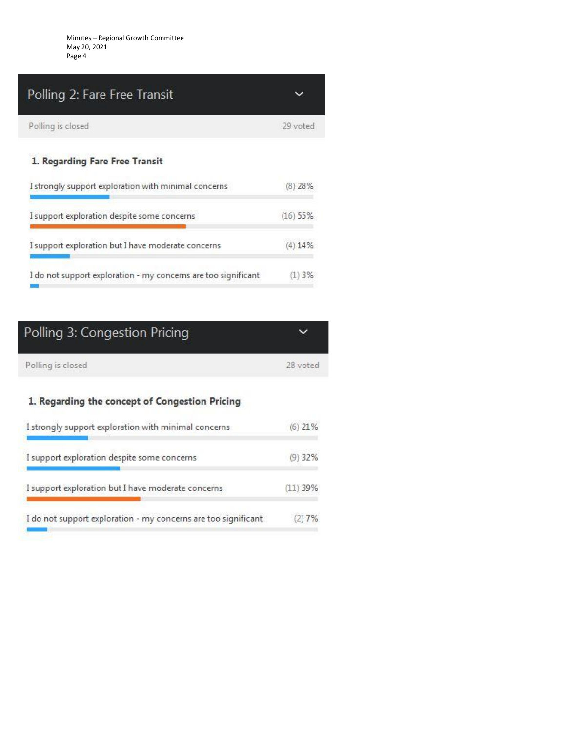## Polling 2: Fare Free Transit

Polling is closed

29 voted

**1. Regarding Fare Free Transit**

I strongly support exploration with minimal concerns (8) 28%

I support exploration despite some concerns (16) 55%

I support exploration but I have moderate concerns (4) 14%

I do not support exploration - my concerns are too significant (1) 3%

## Polling 3: Congestion Pricing

Polling is closed

28 voted

**1. Regarding the concept of Congestion Pricing**

I strongly support exploration with minimal concerns (6) 21%

I support exploration despite some concerns (9) 32%

I support exploration but I have moderate concerns (11) 39%

I do not support exploration - my concerns are too significant (2) 7%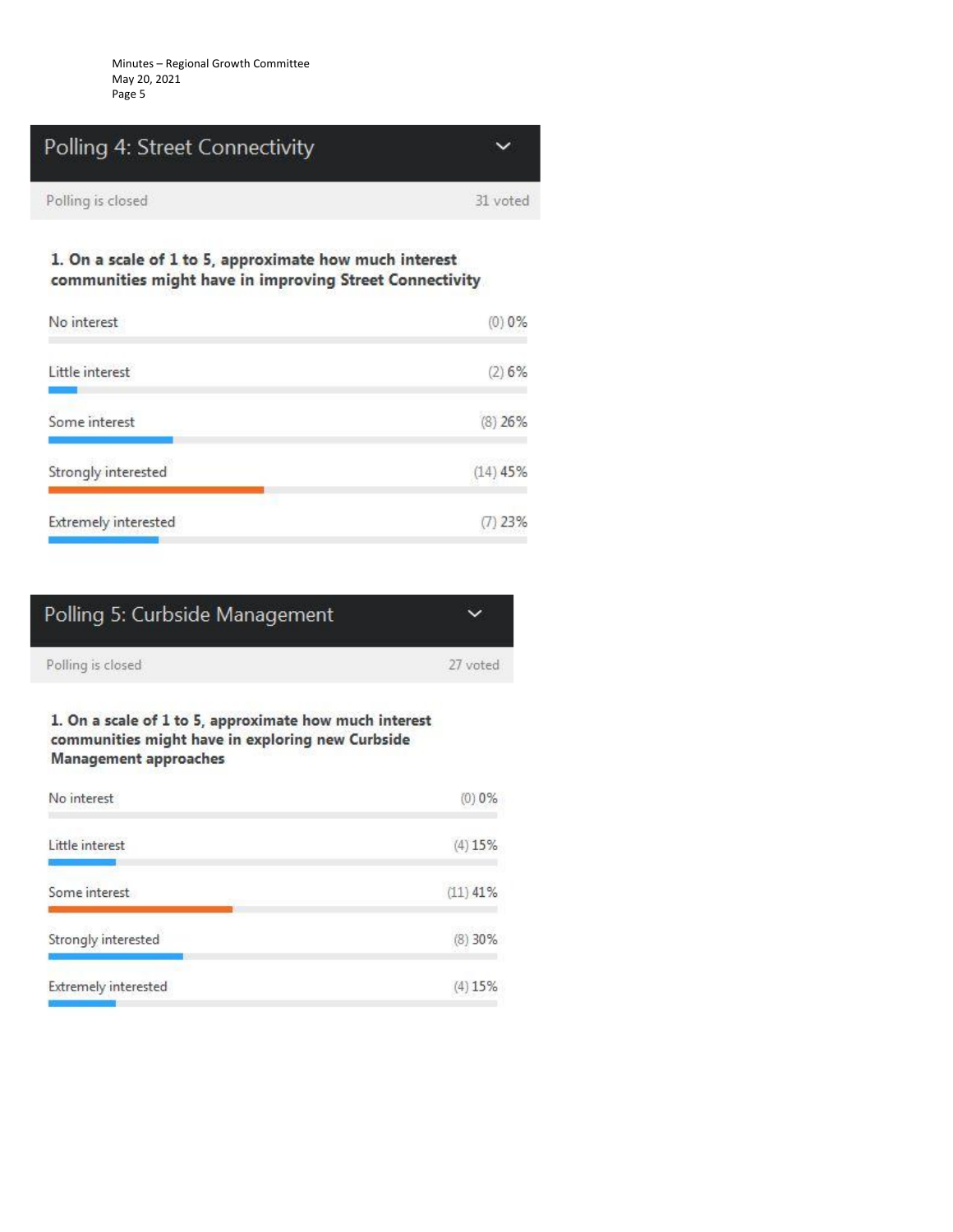## Polling 4: Street Connectivity

Polling is closed — 31 voted

**1. On a scale of 1 to 5, approximate how much interest communities might have in improving Street Connectivity**

No interest (0) 0%

Little interest (2) 6%

Some interest (8) 26%

Strongly interested (14) 45%

Extremely interested (7) 23%

## Polling 5: Curbside Management

Polling is closed — 27 voted

**1. On a scale of 1 to 5, approximate how much interest communities might have in exploring new Curbside Management approaches**

No interest (0) 0%

Little interest (4) 15%

Some interest (11) 41%

Strongly interested (8) 30%

Extremely interested (4) 15%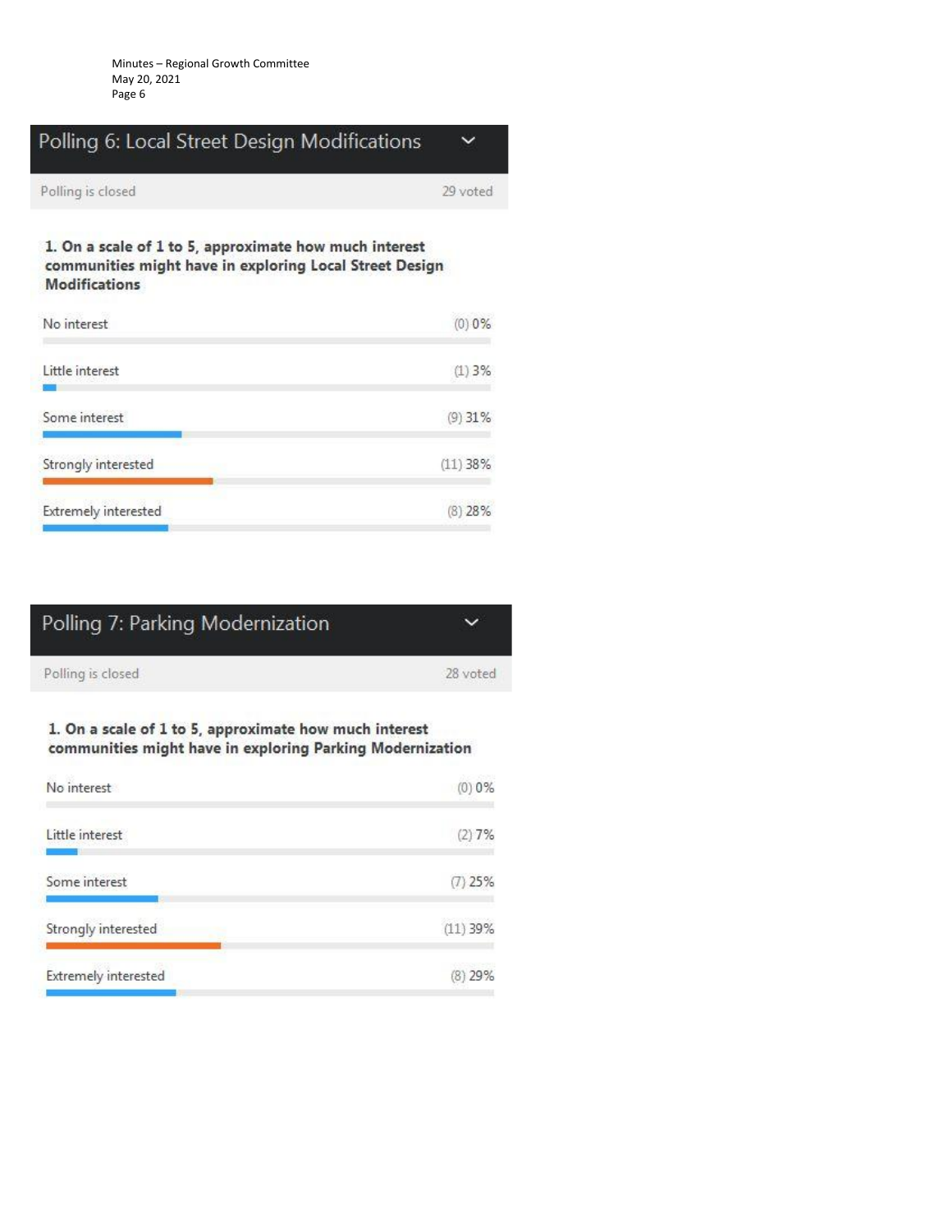## Polling 6: Local Street Design Modifications

Polling is closed

29 voted

**1. On a scale of 1 to 5, approximate how much interest communities might have in exploring Local Street Design Modifications**

No interest (0) 0%

Little interest (1) 3%

Some interest (9) 31%

Strongly interested (11) 38%

Extremely interested (8) 28%

## Polling 7: Parking Modernization

Polling is closed

28 voted

**1. On a scale of 1 to 5, approximate how much interest communities might have in exploring Parking Modernization**

No interest (0) 0%

Little interest (2) 7%

Some interest (7) 25%

Strongly interested (11) 39%

Extremely interested (8) 29%